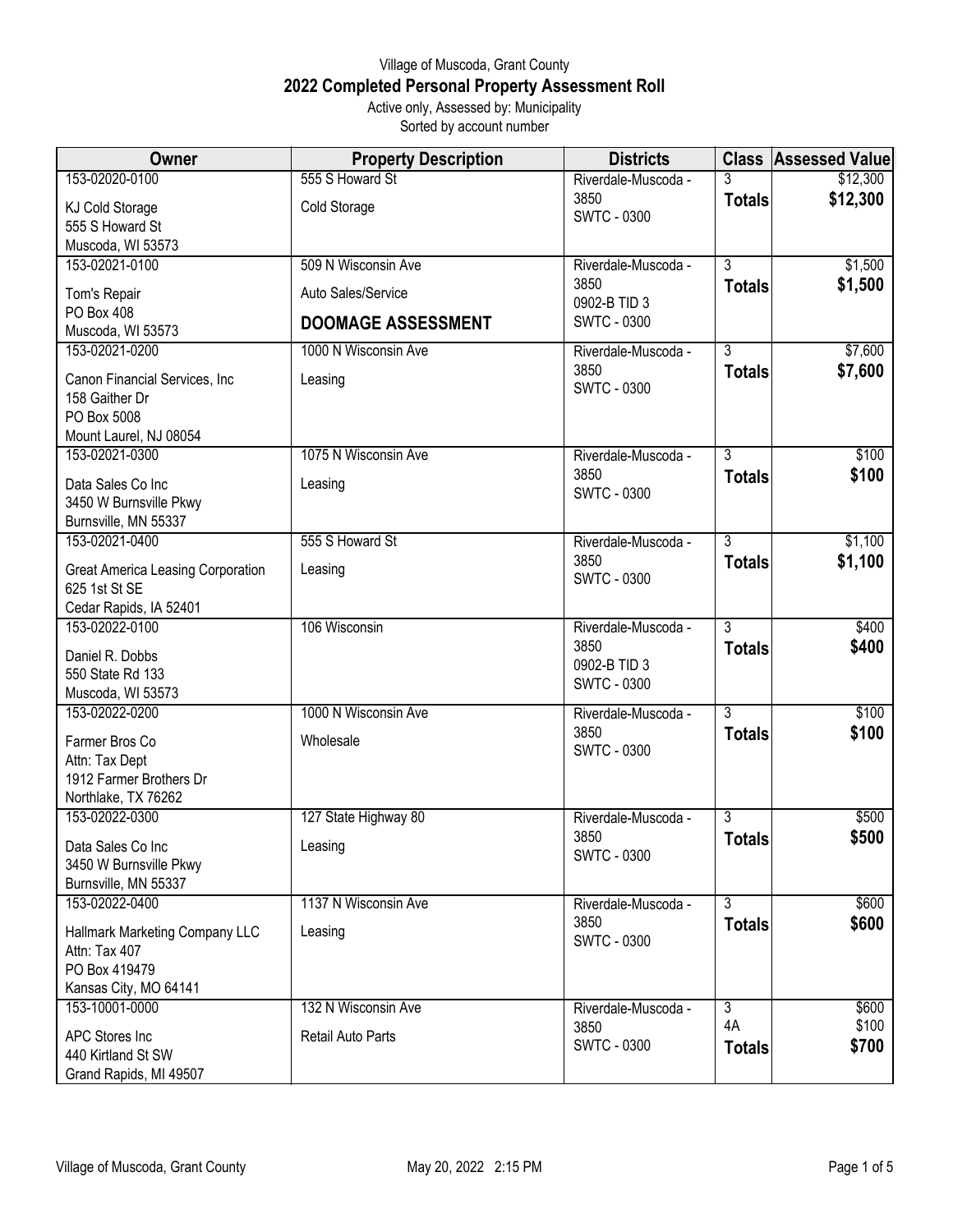Village of Muscoda, Grant County

# 2022 Completed Personal Property Assessment Roll

Active only, Assessed by: Municipality

Sorted by account number

| Owner | Property Description | Districts | Class | Assessed Value |
|---|---|---|---|---|
| 153-02020-0100<br>KJ Cold Storage<br>555 S Howard St<br>Muscoda, WI 53573 | 555 S Howard St<br>Cold Storage | Riverdale-Muscoda - 3850<br>SWTC - 0300 | 3<br>**Totals** | $12,300<br>**$12,300** |
| 153-02021-0100<br>Tom's Repair<br>PO Box 408<br>Muscoda, WI 53573 | 509 N Wisconsin Ave<br>Auto Sales/Service<br>**DOOMAGE ASSESSMENT** | Riverdale-Muscoda - 3850<br>0902-B TID 3<br>SWTC - 0300 | 3<br>**Totals** | $1,500<br>**$1,500** |
| 153-02021-0200<br>Canon Financial Services, Inc<br>158 Gaither Dr<br>PO Box 5008<br>Mount Laurel, NJ 08054 | 1000 N Wisconsin Ave<br>Leasing | Riverdale-Muscoda - 3850<br>SWTC - 0300 | 3<br>**Totals** | $7,600<br>**$7,600** |
| 153-02021-0300<br>Data Sales Co Inc<br>3450 W Burnsville Pkwy<br>Burnsville, MN 55337 | 1075 N Wisconsin Ave<br>Leasing | Riverdale-Muscoda - 3850<br>SWTC - 0300 | 3<br>**Totals** | $100<br>**$100** |
| 153-02021-0400<br>Great America Leasing Corporation<br>625 1st St SE<br>Cedar Rapids, IA 52401 | 555 S Howard St<br>Leasing | Riverdale-Muscoda - 3850<br>SWTC - 0300 | 3<br>**Totals** | $1,100<br>**$1,100** |
| 153-02022-0100<br>Daniel R. Dobbs<br>550 State Rd 133<br>Muscoda, WI 53573 | 106 Wisconsin | Riverdale-Muscoda - 3850<br>0902-B TID 3<br>SWTC - 0300 | 3<br>**Totals** | $400<br>**$400** |
| 153-02022-0200<br>Farmer Bros Co<br>Attn: Tax Dept<br>1912 Farmer Brothers Dr<br>Northlake, TX 76262 | 1000 N Wisconsin Ave<br>Wholesale | Riverdale-Muscoda - 3850<br>SWTC - 0300 | 3<br>**Totals** | $100<br>**$100** |
| 153-02022-0300<br>Data Sales Co Inc<br>3450 W Burnsville Pkwy<br>Burnsville, MN 55337 | 127 State Highway 80<br>Leasing | Riverdale-Muscoda - 3850<br>SWTC - 0300 | 3<br>**Totals** | $500<br>**$500** |
| 153-02022-0400<br>Hallmark Marketing Company LLC<br>Attn: Tax 407<br>PO Box 419479<br>Kansas City, MO 64141 | 1137 N Wisconsin Ave<br>Leasing | Riverdale-Muscoda - 3850<br>SWTC - 0300 | 3<br>**Totals** | $600<br>**$600** |
| 153-10001-0000<br>APC Stores Inc<br>440 Kirtland St SW<br>Grand Rapids, MI 49507 | 132 N Wisconsin Ave<br>Retail Auto Parts | Riverdale-Muscoda - 3850<br>SWTC - 0300 | 3<br>4A<br>**Totals** | $600<br>$100<br>**$700** |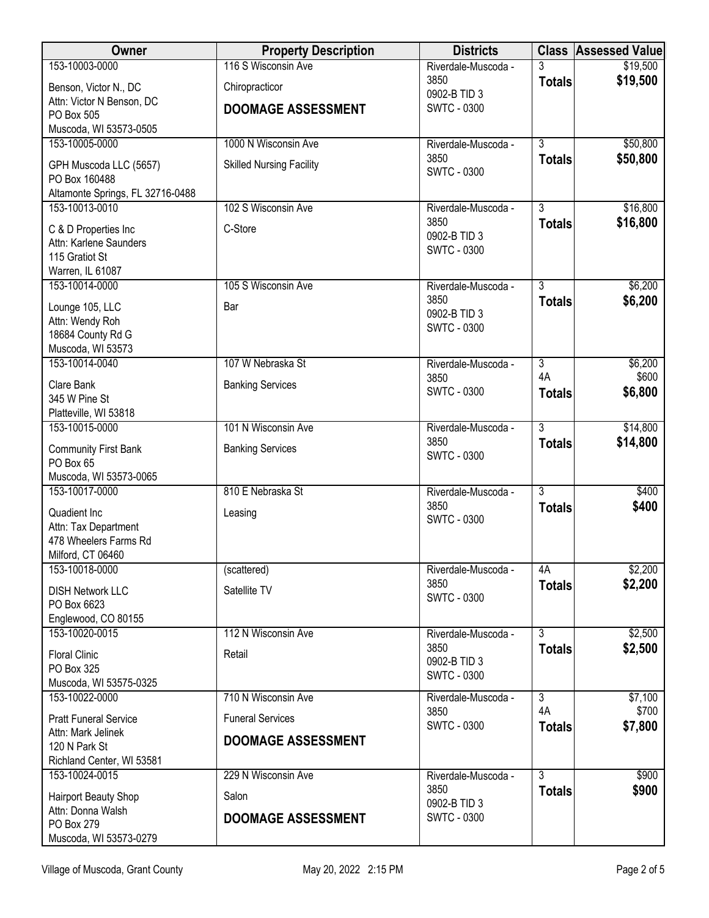| Owner | Property Description | Districts | Class | Assessed Value |
|---|---|---|---|---|
| 153-10003-0000<br>Benson, Victor N., DC<br>Attn: Victor N Benson, DC<br>PO Box 505<br>Muscoda, WI 53573-0505 | 116 S Wisconsin Ave<br>Chiropracticor<br>**DOOMAGE ASSESSMENT** | Riverdale-Muscoda - 3850<br>0902-B TID 3<br>SWTC - 0300 | 3<br>**Totals** | $19,500<br>**$19,500** |
| 153-10005-0000<br>GPH Muscoda LLC (5657)<br>PO Box 160488<br>Altamonte Springs, FL 32716-0488 | 1000 N Wisconsin Ave<br>Skilled Nursing Facility | Riverdale-Muscoda - 3850<br>SWTC - 0300 | 3<br>**Totals** | $50,800<br>**$50,800** |
| 153-10013-0010<br>C & D Properties Inc<br>Attn: Karlene Saunders<br>115 Gratiot St<br>Warren, IL 61087 | 102 S Wisconsin Ave<br>C-Store | Riverdale-Muscoda - 3850<br>0902-B TID 3<br>SWTC - 0300 | 3<br>**Totals** | $16,800<br>**$16,800** |
| 153-10014-0000<br>Lounge 105, LLC<br>Attn: Wendy Roh<br>18684 County Rd G<br>Muscoda, WI 53573 | 105 S Wisconsin Ave<br>Bar | Riverdale-Muscoda - 3850<br>0902-B TID 3<br>SWTC - 0300 | 3<br>**Totals** | $6,200<br>**$6,200** |
| 153-10014-0040<br>Clare Bank<br>345 W Pine St<br>Platteville, WI 53818 | 107 W Nebraska St<br>Banking Services | Riverdale-Muscoda - 3850<br>SWTC - 0300 | 3<br>4A<br>**Totals** | $6,200<br>$600<br>**$6,800** |
| 153-10015-0000<br>Community First Bank<br>PO Box 65<br>Muscoda, WI 53573-0065 | 101 N Wisconsin Ave<br>Banking Services | Riverdale-Muscoda - 3850<br>SWTC - 0300 | 3<br>**Totals** | $14,800<br>**$14,800** |
| 153-10017-0000<br>Quadient Inc<br>Attn: Tax Department<br>478 Wheelers Farms Rd<br>Milford, CT 06460 | 810 E Nebraska St<br>Leasing | Riverdale-Muscoda - 3850<br>SWTC - 0300 | 3<br>**Totals** | $400<br>**$400** |
| 153-10018-0000<br>DISH Network LLC<br>PO Box 6623<br>Englewood, CO 80155 | (scattered)<br>Satellite TV | Riverdale-Muscoda - 3850<br>SWTC - 0300 | 4A<br>**Totals** | $2,200<br>**$2,200** |
| 153-10020-0015<br>Floral Clinic<br>PO Box 325<br>Muscoda, WI 53575-0325 | 112 N Wisconsin Ave<br>Retail | Riverdale-Muscoda - 3850<br>0902-B TID 3<br>SWTC - 0300 | 3<br>**Totals** | $2,500<br>**$2,500** |
| 153-10022-0000<br>Pratt Funeral Service<br>Attn: Mark Jelinek<br>120 N Park St<br>Richland Center, WI 53581 | 710 N Wisconsin Ave<br>Funeral Services<br>**DOOMAGE ASSESSMENT** | Riverdale-Muscoda - 3850<br>SWTC - 0300 | 3<br>4A<br>**Totals** | $7,100<br>$700<br>**$7,800** |
| 153-10024-0015<br>Hairport Beauty Shop<br>Attn: Donna Walsh<br>PO Box 279<br>Muscoda, WI 53573-0279 | 229 N Wisconsin Ave<br>Salon<br>**DOOMAGE ASSESSMENT** | Riverdale-Muscoda - 3850<br>0902-B TID 3<br>SWTC - 0300 | 3<br>**Totals** | $900<br>**$900** |

Village of Muscoda, Grant County — May 20, 2022 2:15 PM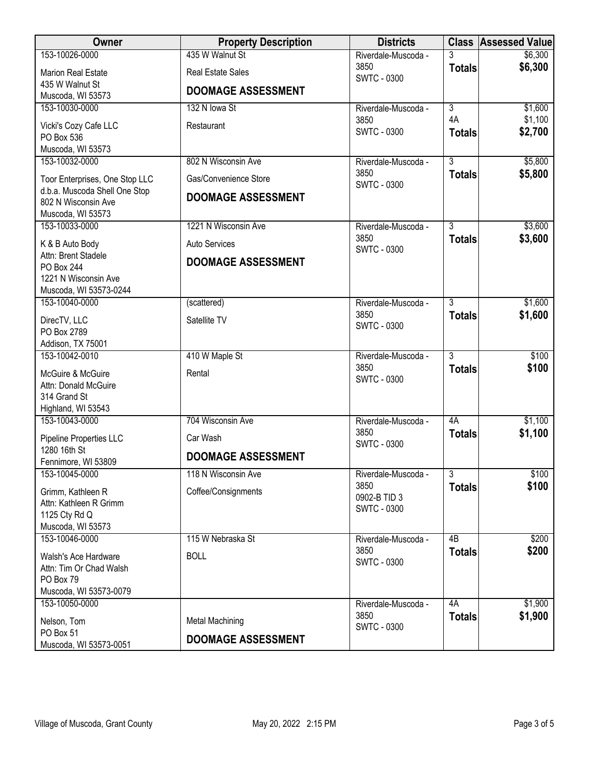| Owner | Property Description | Districts | Class | Assessed Value |
|---|---|---|---|---|
| 153-10026-0000<br>Marion Real Estate<br>435 W Walnut St<br>Muscoda, WI 53573 | 435 W Walnut St<br>Real Estate Sales<br>**DOOMAGE ASSESSMENT** | Riverdale-Muscoda - 3850<br>SWTC - 0300 | 3<br>**Totals** | $6,300<br>**$6,300** |
| 153-10030-0000<br>Vicki's Cozy Cafe LLC<br>PO Box 536<br>Muscoda, WI 53573 | 132 N Iowa St<br>Restaurant | Riverdale-Muscoda - 3850<br>SWTC - 0300 | 3<br>4A<br>**Totals** | $1,600<br>$1,100<br>**$2,700** |
| 153-10032-0000<br>Toor Enterprises, One Stop LLC<br>d.b.a. Muscoda Shell One Stop<br>802 N Wisconsin Ave<br>Muscoda, WI 53573 | 802 N Wisconsin Ave<br>Gas/Convenience Store<br>**DOOMAGE ASSESSMENT** | Riverdale-Muscoda - 3850<br>SWTC - 0300 | 3<br>**Totals** | $5,800<br>**$5,800** |
| 153-10033-0000<br>K & B Auto Body<br>Attn: Brent Stadele<br>PO Box 244<br>1221 N Wisconsin Ave<br>Muscoda, WI 53573-0244 | 1221 N Wisconsin Ave<br>Auto Services<br>**DOOMAGE ASSESSMENT** | Riverdale-Muscoda - 3850<br>SWTC - 0300 | 3<br>**Totals** | $3,600<br>**$3,600** |
| 153-10040-0000<br>DirecTV, LLC<br>PO Box 2789<br>Addison, TX 75001 | (scattered)<br>Satellite TV | Riverdale-Muscoda - 3850<br>SWTC - 0300 | 3<br>**Totals** | $1,600<br>**$1,600** |
| 153-10042-0010<br>McGuire & McGuire<br>Attn: Donald McGuire<br>314 Grand St<br>Highland, WI 53543 | 410 W Maple St<br>Rental | Riverdale-Muscoda - 3850<br>SWTC - 0300 | 3<br>**Totals** | $100<br>**$100** |
| 153-10043-0000<br>Pipeline Properties LLC<br>1280 16th St<br>Fennimore, WI 53809 | 704 Wisconsin Ave<br>Car Wash<br>**DOOMAGE ASSESSMENT** | Riverdale-Muscoda - 3850<br>SWTC - 0300 | 4A<br>**Totals** | $1,100<br>**$1,100** |
| 153-10045-0000<br>Grimm, Kathleen R<br>Attn: Kathleen R Grimm<br>1125 Cty Rd Q<br>Muscoda, WI 53573 | 118 N Wisconsin Ave<br>Coffee/Consignments | Riverdale-Muscoda - 3850<br>0902-B TID 3<br>SWTC - 0300 | 3<br>**Totals** | $100<br>**$100** |
| 153-10046-0000<br>Walsh's Ace Hardware<br>Attn: Tim Or Chad Walsh<br>PO Box 79<br>Muscoda, WI 53573-0079 | 115 W Nebraska St<br>BOLL | Riverdale-Muscoda - 3850<br>SWTC - 0300 | 4B<br>**Totals** | $200<br>**$200** |
| 153-10050-0000<br>Nelson, Tom<br>PO Box 51<br>Muscoda, WI 53573-0051 | Metal Machining<br>**DOOMAGE ASSESSMENT** | Riverdale-Muscoda - 3850<br>SWTC - 0300 | 4A<br>**Totals** | $1,900<br>**$1,900** |

Village of Muscoda, Grant County — May 20, 2022 2:15 PM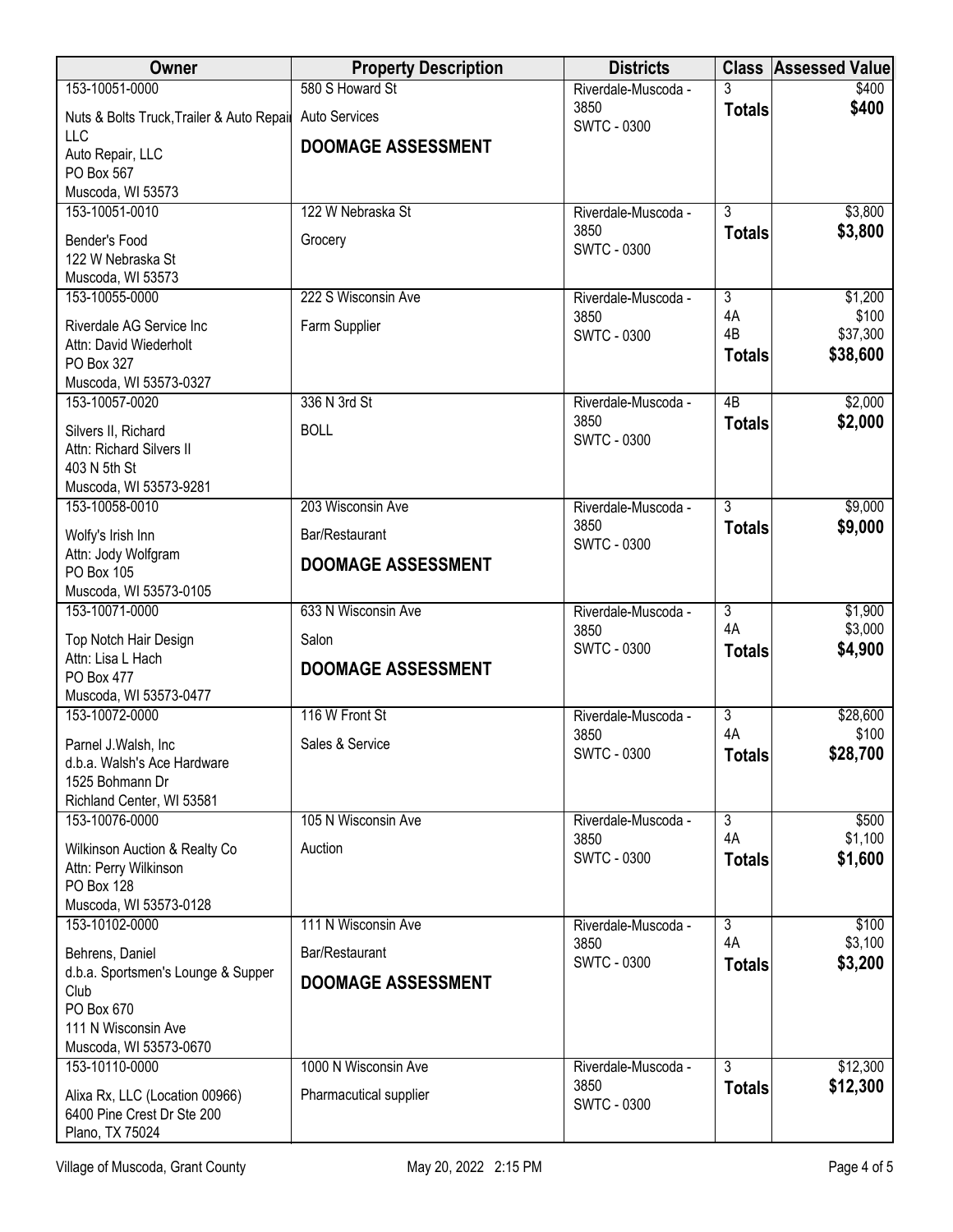| Owner | Property Description | Districts | Class | Assessed Value |
|---|---|---|---|---|
| 153-10051-0000<br>Nuts & Bolts Truck,Trailer & Auto Repair LLC<br>Auto Repair, LLC<br>PO Box 567<br>Muscoda, WI 53573 | 580 S Howard St<br>Auto Services<br>**DOOMAGE ASSESSMENT** | Riverdale-Muscoda - 3850<br>SWTC - 0300 | 3<br>**Totals** | $400<br>**$400** |
| 153-10051-0010<br>Bender's Food<br>122 W Nebraska St<br>Muscoda, WI 53573 | 122 W Nebraska St<br>Grocery | Riverdale-Muscoda - 3850<br>SWTC - 0300 | 3<br>**Totals** | $3,800<br>**$3,800** |
| 153-10055-0000<br>Riverdale AG Service Inc<br>Attn: David Wiederholt<br>PO Box 327<br>Muscoda, WI 53573-0327 | 222 S Wisconsin Ave<br>Farm Supplier | Riverdale-Muscoda - 3850<br>SWTC - 0300 | 3<br>4A<br>4B<br>**Totals** | $1,200<br>$100<br>$37,300<br>**$38,600** |
| 153-10057-0020<br>Silvers II, Richard<br>Attn: Richard Silvers II<br>403 N 5th St<br>Muscoda, WI 53573-9281 | 336 N 3rd St<br>BOLL | Riverdale-Muscoda - 3850<br>SWTC - 0300 | 4B<br>**Totals** | $2,000<br>**$2,000** |
| 153-10058-0010<br>Wolfy's Irish Inn<br>Attn: Jody Wolfgram<br>PO Box 105<br>Muscoda, WI 53573-0105 | 203 Wisconsin Ave<br>Bar/Restaurant<br>**DOOMAGE ASSESSMENT** | Riverdale-Muscoda - 3850<br>SWTC - 0300 | 3<br>**Totals** | $9,000<br>**$9,000** |
| 153-10071-0000<br>Top Notch Hair Design<br>Attn: Lisa L Hach<br>PO Box 477<br>Muscoda, WI 53573-0477 | 633 N Wisconsin Ave<br>Salon<br>**DOOMAGE ASSESSMENT** | Riverdale-Muscoda - 3850<br>SWTC - 0300 | 3<br>4A<br>**Totals** | $1,900<br>$3,000<br>**$4,900** |
| 153-10072-0000<br>Parnel J.Walsh, Inc<br>d.b.a. Walsh's Ace Hardware<br>1525 Bohmann Dr<br>Richland Center, WI 53581 | 116 W Front St<br>Sales & Service | Riverdale-Muscoda - 3850<br>SWTC - 0300 | 3<br>4A<br>**Totals** | $28,600<br>$100<br>**$28,700** |
| 153-10076-0000<br>Wilkinson Auction & Realty Co<br>Attn: Perry Wilkinson<br>PO Box 128<br>Muscoda, WI 53573-0128 | 105 N Wisconsin Ave<br>Auction | Riverdale-Muscoda - 3850<br>SWTC - 0300 | 3<br>4A<br>**Totals** | $500<br>$1,100<br>**$1,600** |
| 153-10102-0000<br>Behrens, Daniel<br>d.b.a. Sportsmen's Lounge & Supper Club<br>PO Box 670<br>111 N Wisconsin Ave<br>Muscoda, WI 53573-0670 | 111 N Wisconsin Ave<br>Bar/Restaurant<br>**DOOMAGE ASSESSMENT** | Riverdale-Muscoda - 3850<br>SWTC - 0300 | 3<br>4A<br>**Totals** | $100<br>$3,100<br>**$3,200** |
| 153-10110-0000<br>Alixa Rx, LLC (Location 00966)<br>6400 Pine Crest Dr Ste 200<br>Plano, TX 75024 | 1000 N Wisconsin Ave<br>Pharmacutical supplier | Riverdale-Muscoda - 3850<br>SWTC - 0300 | 3<br>**Totals** | $12,300<br>**$12,300** |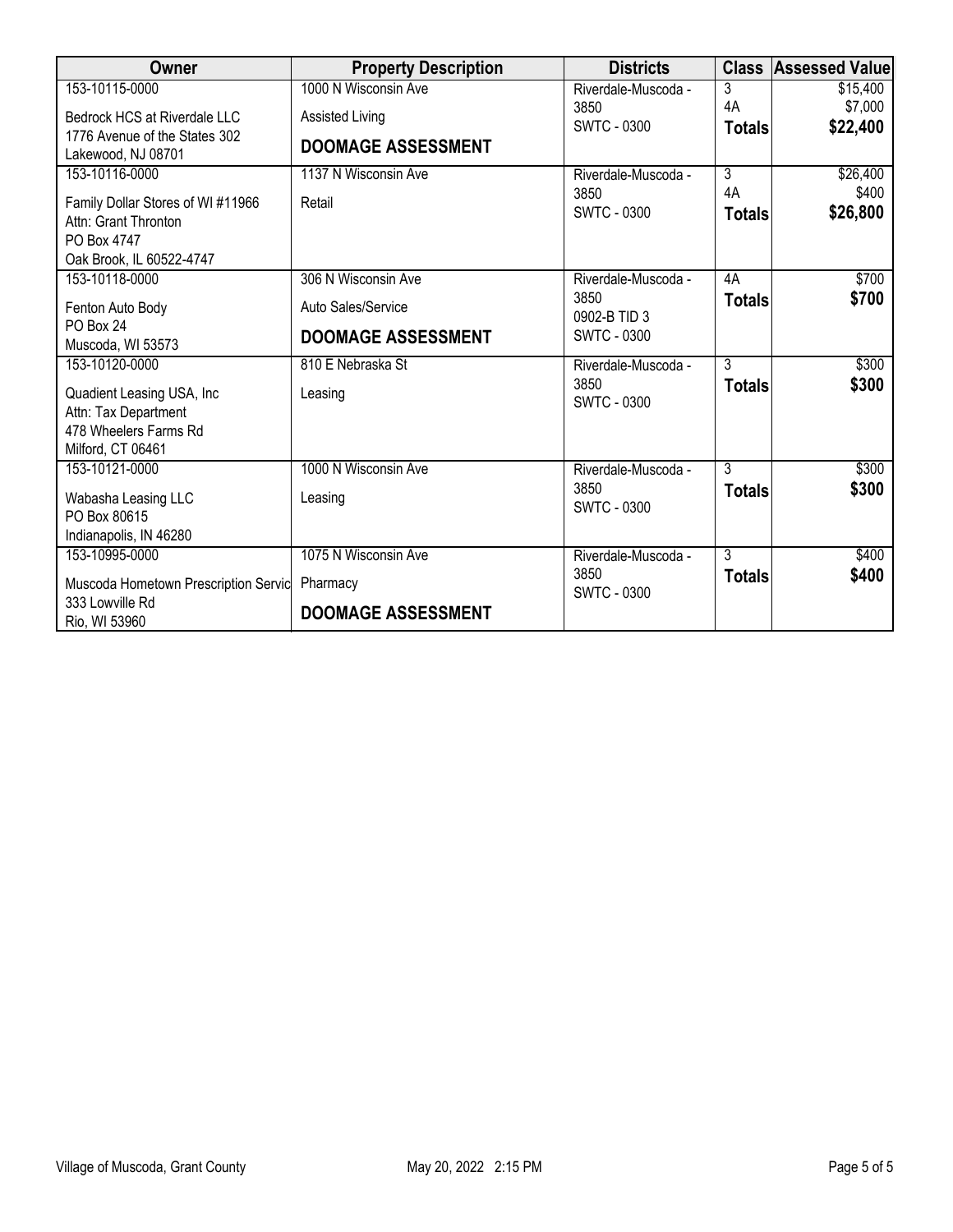| Owner | Property Description | Districts | Class | Assessed Value |
|---|---|---|---|---|
| 153-10115-0000<br>Bedrock HCS at Riverdale LLC<br>1776 Avenue of the States 302<br>Lakewood, NJ 08701 | 1000 N Wisconsin Ave<br>Assisted Living<br>**DOOMAGE ASSESSMENT** | Riverdale-Muscoda - 3850<br>SWTC - 0300 | 3<br>4A<br>**Totals** | $15,400<br>$7,000<br>**$22,400** |
| 153-10116-0000<br>Family Dollar Stores of WI #11966<br>Attn: Grant Thronton<br>PO Box 4747<br>Oak Brook, IL 60522-4747 | 1137 N Wisconsin Ave<br>Retail | Riverdale-Muscoda - 3850<br>SWTC - 0300 | 3<br>4A<br>**Totals** | $26,400<br>$400<br>**$26,800** |
| 153-10118-0000<br>Fenton Auto Body<br>PO Box 24<br>Muscoda, WI 53573 | 306 N Wisconsin Ave<br>Auto Sales/Service<br>**DOOMAGE ASSESSMENT** | Riverdale-Muscoda - 3850<br>0902-B TID 3<br>SWTC - 0300 | 4A<br>**Totals** | $700<br>**$700** |
| 153-10120-0000<br>Quadient Leasing USA, Inc<br>Attn: Tax Department<br>478 Wheelers Farms Rd<br>Milford, CT 06461 | 810 E Nebraska St<br>Leasing | Riverdale-Muscoda - 3850<br>SWTC - 0300 | 3<br>**Totals** | $300<br>**$300** |
| 153-10121-0000<br>Wabasha Leasing LLC<br>PO Box 80615<br>Indianapolis, IN 46280 | 1000 N Wisconsin Ave<br>Leasing | Riverdale-Muscoda - 3850<br>SWTC - 0300 | 3<br>**Totals** | $300<br>**$300** |
| 153-10995-0000<br>Muscoda Hometown Prescription Servic<br>333 Lowville Rd<br>Rio, WI 53960 | 1075 N Wisconsin Ave<br>Pharmacy<br>**DOOMAGE ASSESSMENT** | Riverdale-Muscoda - 3850<br>SWTC - 0300 | 3<br>**Totals** | $400<br>**$400** |

Village of Muscoda, Grant County  May 20, 2022 2:15 PM